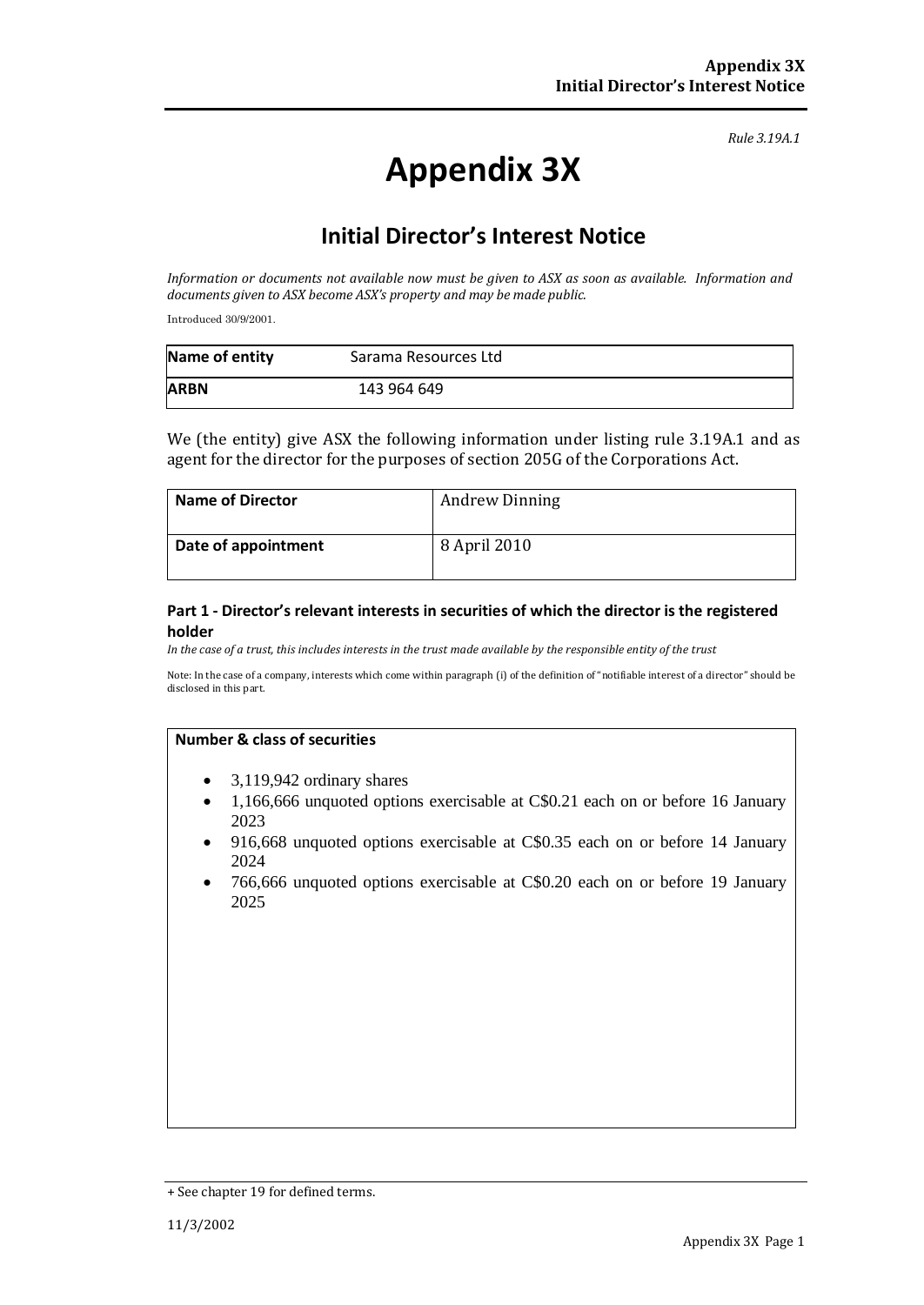*Rule 3.19A.1*

# Appendix 3X

## Initial Director's Interest Notice

*Information or documents not available now must be given to ASX as soon as available. Information and documents given to ASX become ASX's property and may be made public.*

Introduced 30/9/2001.

| **Name of entity** | Sarama Resources Ltd |
|---|---|
| **ARBN** | 143 964 649 |

We (the entity) give ASX the following information under listing rule 3.19A.1 and as agent for the director for the purposes of section 205G of the Corporations Act.

| **Name of Director** | Andrew Dinning |
|---|---|
| **Date of appointment** | 8 April 2010 |

### Part 1 - Director's relevant interests in securities of which the director is the registered holder

*In the case of a trust, this includes interests in the trust made available by the responsible entity of the trust*

Note: In the case of a company, interests which come within paragraph (i) of the definition of "notifiable interest of a director" should be disclosed in this part.

| **Number & class of securities** |
|---|
| • 3,119,942 ordinary shares<br>• 1,166,666 unquoted options exercisable at C$0.21 each on or before 16 January 2023<br>• 916,668 unquoted options exercisable at C$0.35 each on or before 14 January 2024<br>• 766,666 unquoted options exercisable at C$0.20 each on or before 19 January 2025 |

+ See chapter 19 for defined terms.

11/3/2002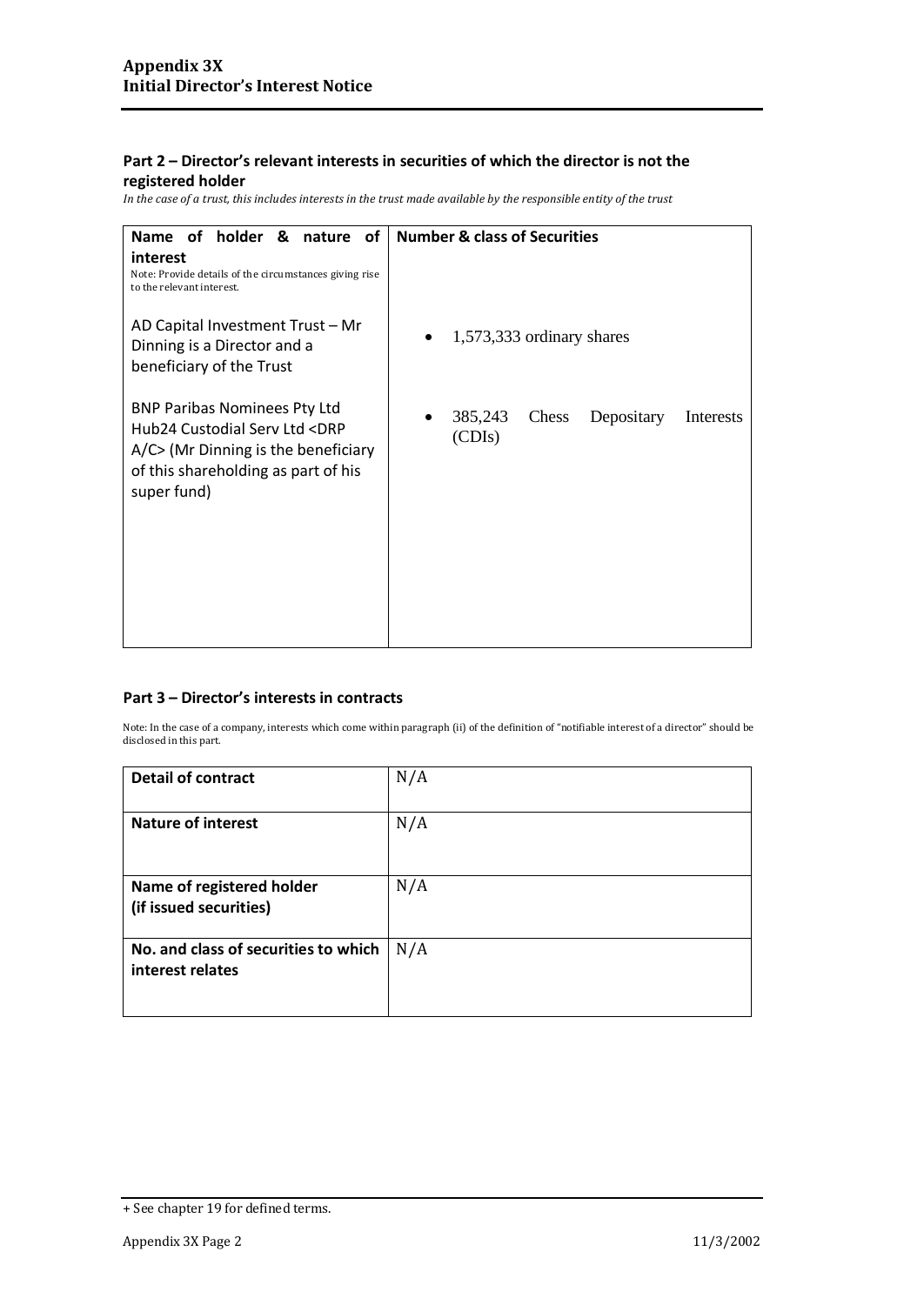## Part 2 – Director's relevant interests in securities of which the director is not the registered holder

*In the case of a trust, this includes interests in the trust made available by the responsible entity of the trust*

| **Name of holder & nature of interest**<br>Note: Provide details of the circumstances giving rise to the relevant interest. | **Number & class of Securities** |
|---|---|
| AD Capital Investment Trust – Mr Dinning is a Director and a beneficiary of the Trust | • 1,573,333 ordinary shares |
| BNP Paribas Nominees Pty Ltd Hub24 Custodial Serv Ltd <DRP A/C> (Mr Dinning is the beneficiary of this shareholding as part of his super fund) | • 385,243 Chess Depositary Interests (CDIs) |

## Part 3 – Director's interests in contracts

Note: In the case of a company, interests which come within paragraph (ii) of the definition of "notifiable interest of a director" should be disclosed in this part.

| | |
|---|---|
| **Detail of contract** | N/A |
| **Nature of interest** | N/A |
| **Name of registered holder (if issued securities)** | N/A |
| **No. and class of securities to which interest relates** | N/A |

+ See chapter 19 for defined terms.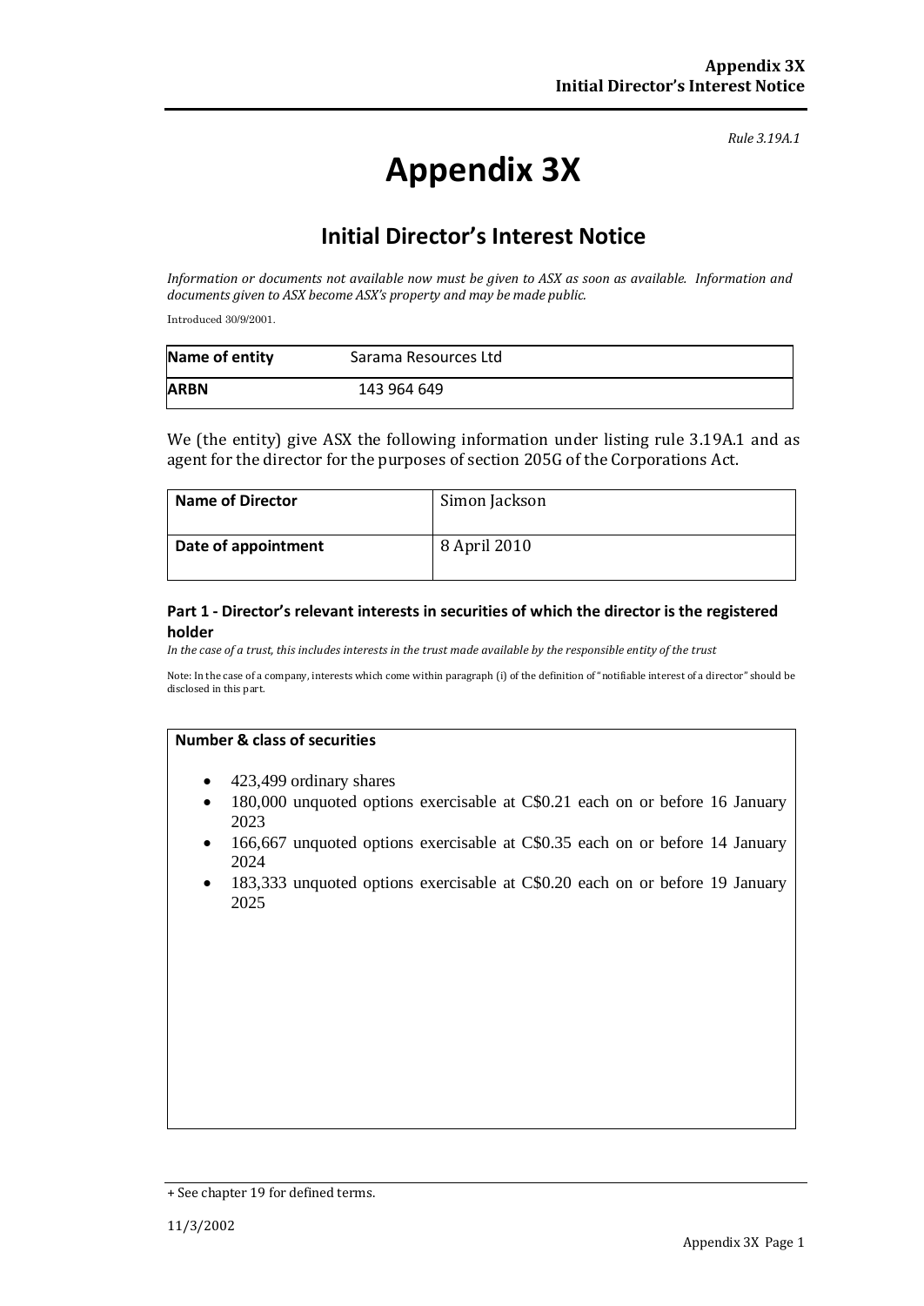*Rule 3.19A.1*

# Appendix 3X

## Initial Director's Interest Notice

*Information or documents not available now must be given to ASX as soon as available. Information and documents given to ASX become ASX's property and may be made public.*

Introduced 30/9/2001.

| **Name of entity** | Sarama Resources Ltd |
|---|---|
| **ARBN** | 143 964 649 |

We (the entity) give ASX the following information under listing rule 3.19A.1 and as agent for the director for the purposes of section 205G of the Corporations Act.

| **Name of Director** | Simon Jackson |
|---|---|
| **Date of appointment** | 8 April 2010 |

### Part 1 - Director's relevant interests in securities of which the director is the registered holder

*In the case of a trust, this includes interests in the trust made available by the responsible entity of the trust*

Note: In the case of a company, interests which come within paragraph (i) of the definition of "notifiable interest of a director" should be disclosed in this part.

| **Number & class of securities** |
|---|
| • 423,499 ordinary shares<br>• 180,000 unquoted options exercisable at C$0.21 each on or before 16 January 2023<br>• 166,667 unquoted options exercisable at C$0.35 each on or before 14 January 2024<br>• 183,333 unquoted options exercisable at C$0.20 each on or before 19 January 2025 |

+ See chapter 19 for defined terms.

11/3/2002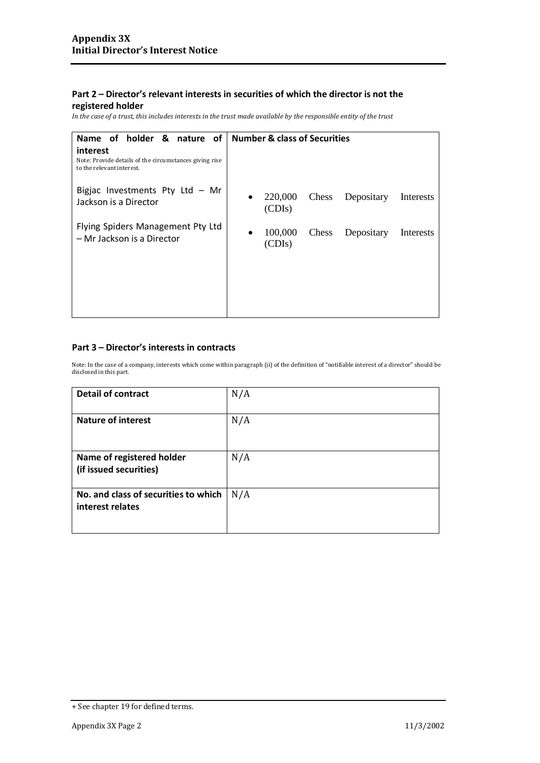## Part 2 – Director's relevant interests in securities of which the director is not the registered holder

*In the case of a trust, this includes interests in the trust made available by the responsible entity of the trust*

| Name of holder & nature of interest<br>Note: Provide details of the circumstances giving rise to the relevant interest. | Number & class of Securities |
|---|---|
| Bigjac Investments Pty Ltd – Mr Jackson is a Director | • 220,000 Chess Depositary Interests (CDIs) |
| Flying Spiders Management Pty Ltd – Mr Jackson is a Director | • 100,000 Chess Depositary Interests (CDIs) |

## Part 3 – Director's interests in contracts

Note: In the case of a company, interests which come within paragraph (ii) of the definition of "notifiable interest of a director" should be disclosed in this part.

| | |
|---|---|
| **Detail of contract** | N/A |
| **Nature of interest** | N/A |
| **Name of registered holder (if issued securities)** | N/A |
| **No. and class of securities to which interest relates** | N/A |

+ See chapter 19 for defined terms.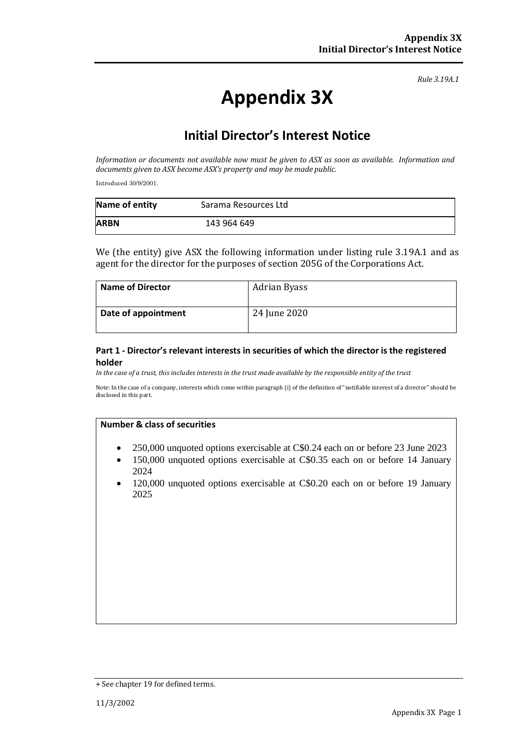*Rule 3.19A.1*

# Appendix 3X

## Initial Director's Interest Notice

*Information or documents not available now must be given to ASX as soon as available. Information and documents given to ASX become ASX's property and may be made public.*

Introduced 30/9/2001.

| **Name of entity** | Sarama Resources Ltd |
|---|---|
| **ARBN** | 143 964 649 |

We (the entity) give ASX the following information under listing rule 3.19A.1 and as agent for the director for the purposes of section 205G of the Corporations Act.

| **Name of Director** | Adrian Byass |
|---|---|
| **Date of appointment** | 24 June 2020 |

### Part 1 - Director's relevant interests in securities of which the director is the registered holder

*In the case of a trust, this includes interests in the trust made available by the responsible entity of the trust*

Note: In the case of a company, interests which come within paragraph (i) of the definition of "notifiable interest of a director" should be disclosed in this part.

| **Number & class of securities** |
|---|
| • 250,000 unquoted options exercisable at C$0.24 each on or before 23 June 2023<br>• 150,000 unquoted options exercisable at C$0.35 each on or before 14 January 2024<br>• 120,000 unquoted options exercisable at C$0.20 each on or before 19 January 2025 |

+ See chapter 19 for defined terms.

11/3/2002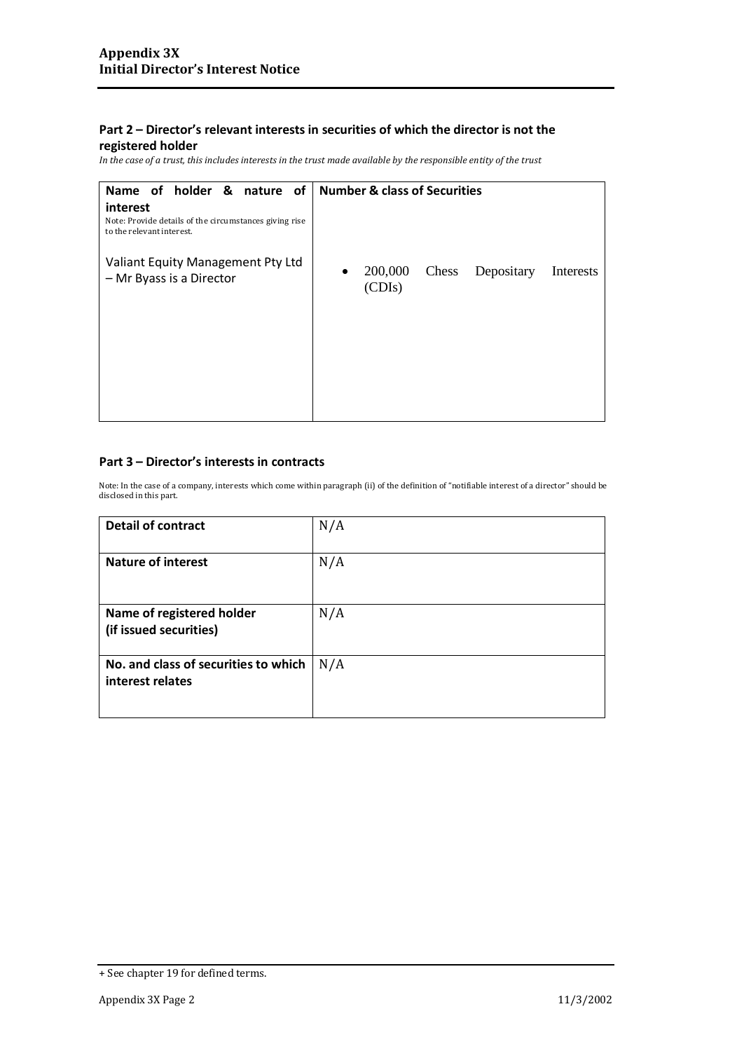## Part 2 – Director's relevant interests in securities of which the director is not the registered holder

*In the case of a trust, this includes interests in the trust made available by the responsible entity of the trust*

| **Name of holder & nature of interest**<br>Note: Provide details of the circumstances giving rise to the relevant interest. | **Number & class of Securities** |
|---|---|
| Valiant Equity Management Pty Ltd – Mr Byass is a Director | • 200,000 Chess Depositary Interests (CDIs) |

## Part 3 – Director's interests in contracts

Note: In the case of a company, interests which come within paragraph (ii) of the definition of "notifiable interest of a director" should be disclosed in this part.

| | |
|---|---|
| **Detail of contract** | N/A |
| **Nature of interest** | N/A |
| **Name of registered holder (if issued securities)** | N/A |
| **No. and class of securities to which interest relates** | N/A |

+ See chapter 19 for defined terms.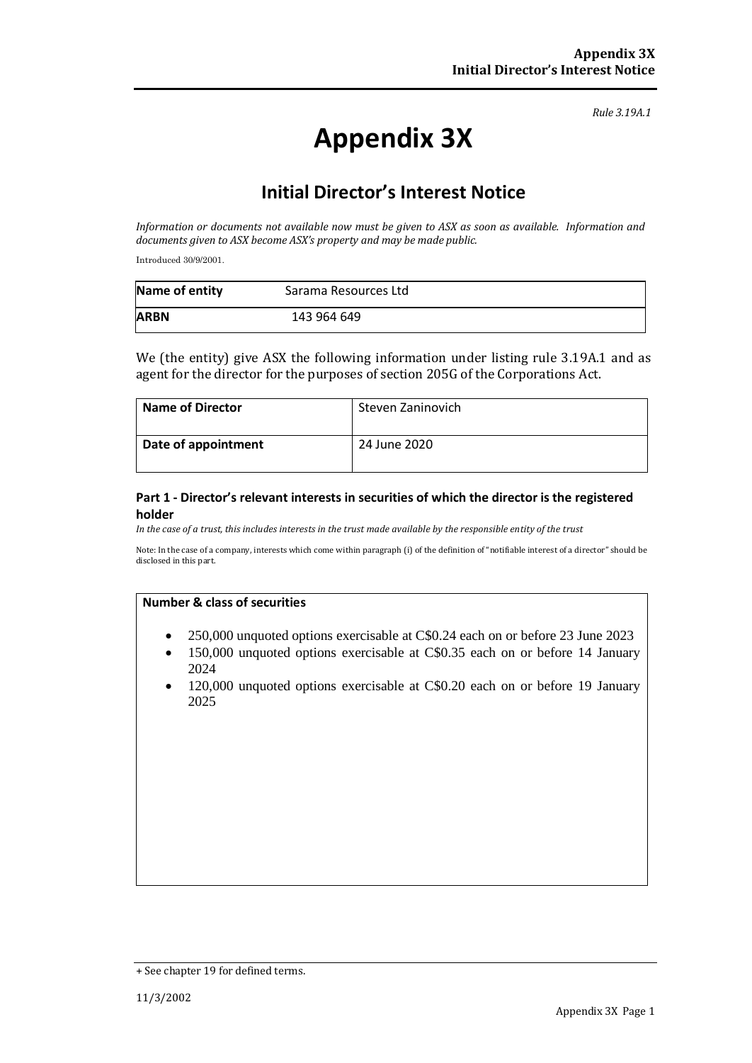*Rule 3.19A.1*

# Appendix 3X

## Initial Director's Interest Notice

*Information or documents not available now must be given to ASX as soon as available. Information and documents given to ASX become ASX's property and may be made public.*

Introduced 30/9/2001.

| **Name of entity** | Sarama Resources Ltd |
|---|---|
| **ARBN** | 143 964 649 |

We (the entity) give ASX the following information under listing rule 3.19A.1 and as agent for the director for the purposes of section 205G of the Corporations Act.

| **Name of Director** | Steven Zaninovich |
|---|---|
| **Date of appointment** | 24 June 2020 |

### Part 1 - Director's relevant interests in securities of which the director is the registered holder

*In the case of a trust, this includes interests in the trust made available by the responsible entity of the trust*

Note: In the case of a company, interests which come within paragraph (i) of the definition of "notifiable interest of a director" should be disclosed in this part.

**Number & class of securities**

- 250,000 unquoted options exercisable at C$0.24 each on or before 23 June 2023
- 150,000 unquoted options exercisable at C$0.35 each on or before 14 January 2024
- 120,000 unquoted options exercisable at C$0.20 each on or before 19 January 2025

+ See chapter 19 for defined terms.

11/3/2002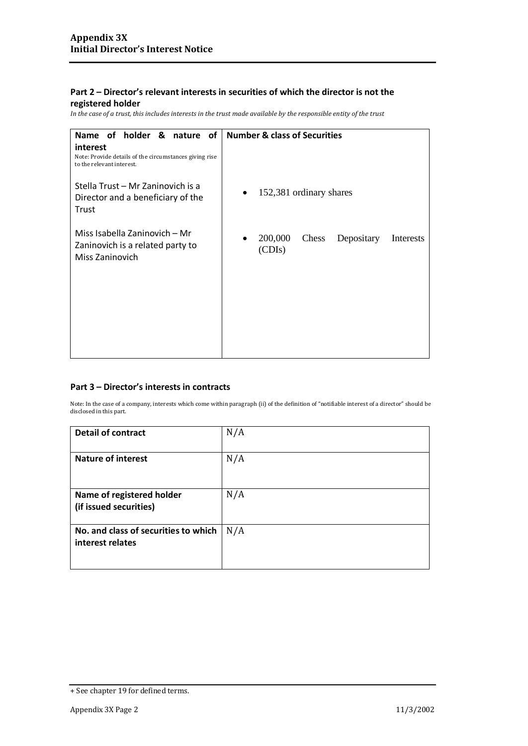## Part 2 – Director's relevant interests in securities of which the director is not the registered holder

*In the case of a trust, this includes interests in the trust made available by the responsible entity of the trust*

| Name of holder & nature of interest<br>Note: Provide details of the circumstances giving rise to the relevant interest. | Number & class of Securities |
|---|---|
| Stella Trust – Mr Zaninovich is a Director and a beneficiary of the Trust | • 152,381 ordinary shares |
| Miss Isabella Zaninovich – Mr Zaninovich is a related party to Miss Zaninovich | • 200,000 Chess Depositary Interests (CDIs) |

## Part 3 – Director's interests in contracts

Note: In the case of a company, interests which come within paragraph (ii) of the definition of "notifiable interest of a director" should be disclosed in this part.

| | |
|---|---|
| **Detail of contract** | N/A |
| **Nature of interest** | N/A |
| **Name of registered holder (if issued securities)** | N/A |
| **No. and class of securities to which interest relates** | N/A |

+ See chapter 19 for defined terms.